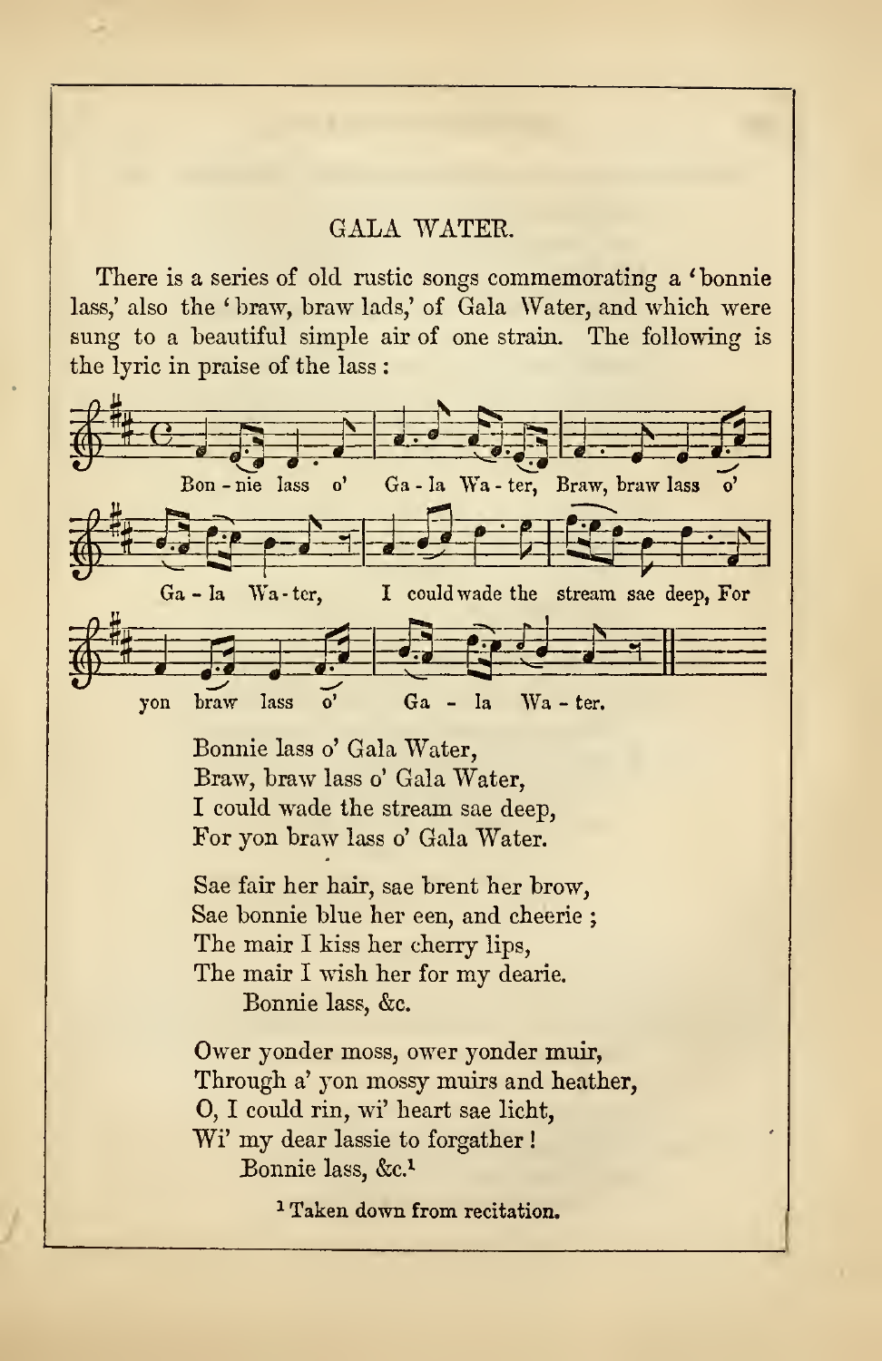## GALA WATER.

There is a series of old rustic songs commemorating a 'bonnie lass,' also the 'braw, braw lads,' of Gala Water, and which were sung to a beautiful simple air of one strain. The following is the lyric in praise of the lass :

Bon - nie lass o' Ga - la Wa - ter, Braw, braw lass o' Ga - la Wa - ter, I could wade the stream sae deep, For yon braw lass o' Ga - la Wa - ter.

Bonnie lass o' Gala Water,
Braw, braw lass o' Gala Water,
I could wade the stream sae deep,
For yon braw lass o' Gala Water.

Sae fair her hair, sae brent her brow,
Sae bonnie blue her een, and cheerie ;
The mair I kiss her cherry lips,
The mair I wish her for my dearie.
Bonnie lass, &c.

Ower yonder moss, ower yonder muir,
Through a' yon mossy muirs and heather,
O, I could rin, wi' heart sae licht,
Wi' my dear lassie to forgather !
Bonnie lass, &c.[1]

[1] Taken down from recitation.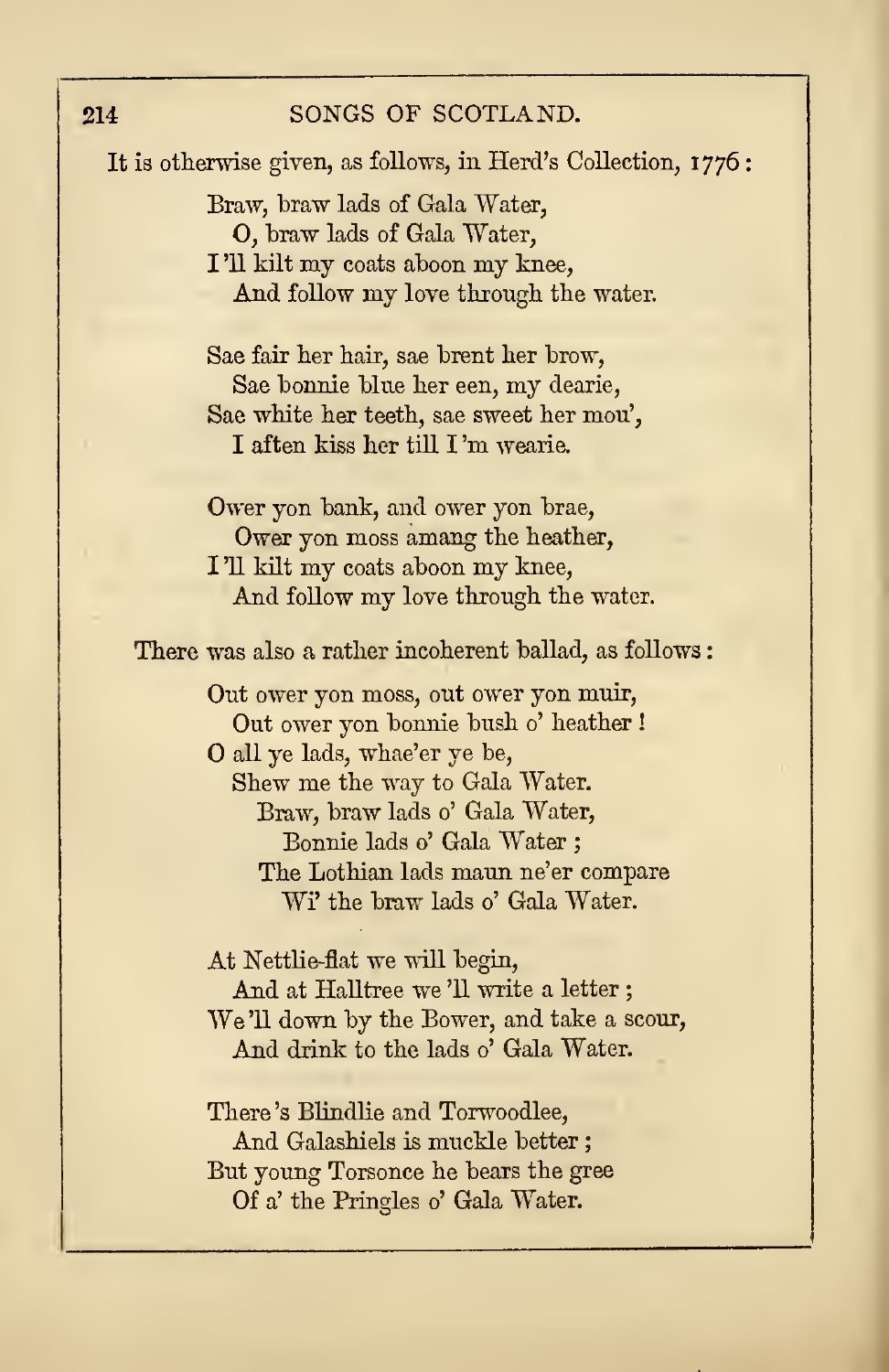It is otherwise given, as follows, in Herd's Collection, 1776:

> Braw, braw lads of Gala Water,
> O, braw lads of Gala Water,
> I'll kilt my coats aboon my knee,
> And follow my love through the water.
>
> Sae fair her hair, sae brent her brow,
> Sae bonnie blue her een, my dearie,
> Sae white her teeth, sae sweet her mou',
> I aften kiss her till I'm wearie.
>
> Ower yon bank, and ower yon brae,
> Ower yon moss amang the heather,
> I'll kilt my coats aboon my knee,
> And follow my love through the water.

There was also a rather incoherent ballad, as follows:

> Out ower yon moss, out ower yon muir,
> Out ower yon bonnie bush o' heather!
> O all ye lads, whae'er ye be,
> Shew me the way to Gala Water.
> Braw, braw lads o' Gala Water,
> Bonnie lads o' Gala Water;
> The Lothian lads maun ne'er compare
> Wi' the braw lads o' Gala Water.
>
> At Nettlie-flat we will begin,
> And at Halltree we'll write a letter;
> We'll down by the Bower, and take a scour,
> And drink to the lads o' Gala Water.
>
> There's Blindlie and Torwoodlee,
> And Galashiels is muckle better;
> But young Torsonce he bears the gree
> Of a' the Pringles o' Gala Water.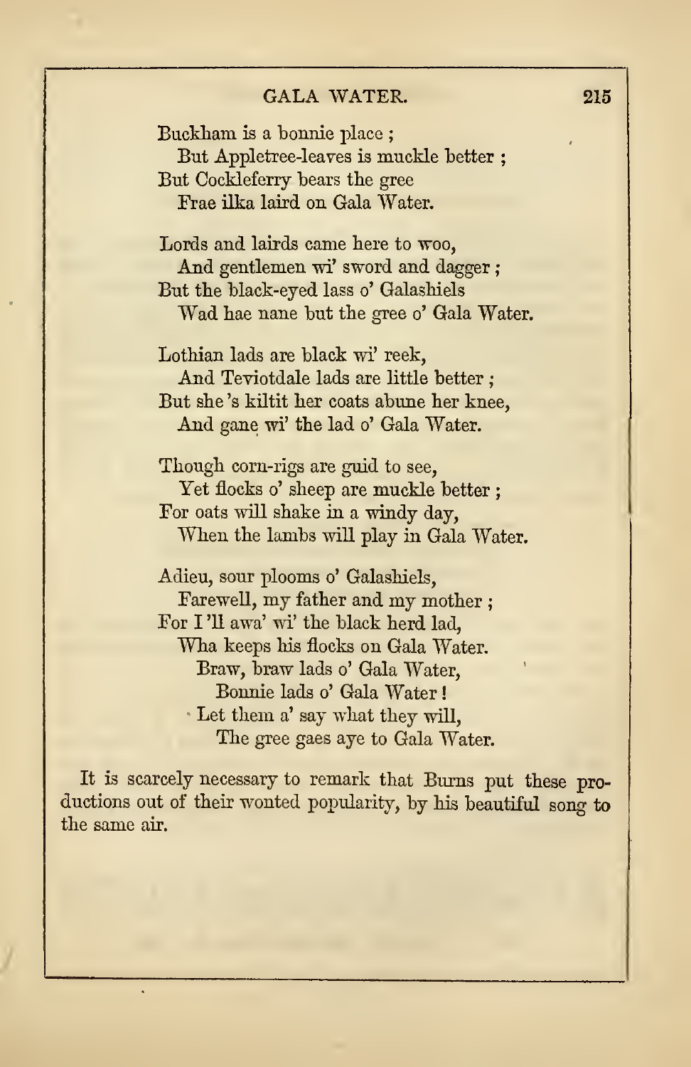Buckham is a bonnie place ;
  But Appletree-leaves is muckle better ;
But Cockleferry bears the gree
  Frae ilka laird on Gala Water.

Lords and lairds came here to woo,
  And gentlemen wi' sword and dagger ;
But the black-eyed lass o' Galashiels
  Wad hae nane but the gree o' Gala Water.

Lothian lads are black wi' reek,
  And Teviotdale lads are little better ;
But she 's kiltit her coats abune her knee,
  And gane wi' the lad o' Gala Water.

Though corn-rigs are guid to see,
  Yet flocks o' sheep are muckle better ;
For oats will shake in a windy day,
  When the lambs will play in Gala Water.

Adieu, sour plooms o' Galashiels,
  Farewell, my father and my mother ;
For I 'll awa' wi' the black herd lad,
  Wha keeps his flocks on Gala Water.
    Braw, braw lads o' Gala Water,
      Bonnie lads o' Gala Water !
    Let them a' say what they will,
      The gree gaes aye to Gala Water.

It is scarcely necessary to remark that Burns put these productions out of their wonted popularity, by his beautiful song to the same air.